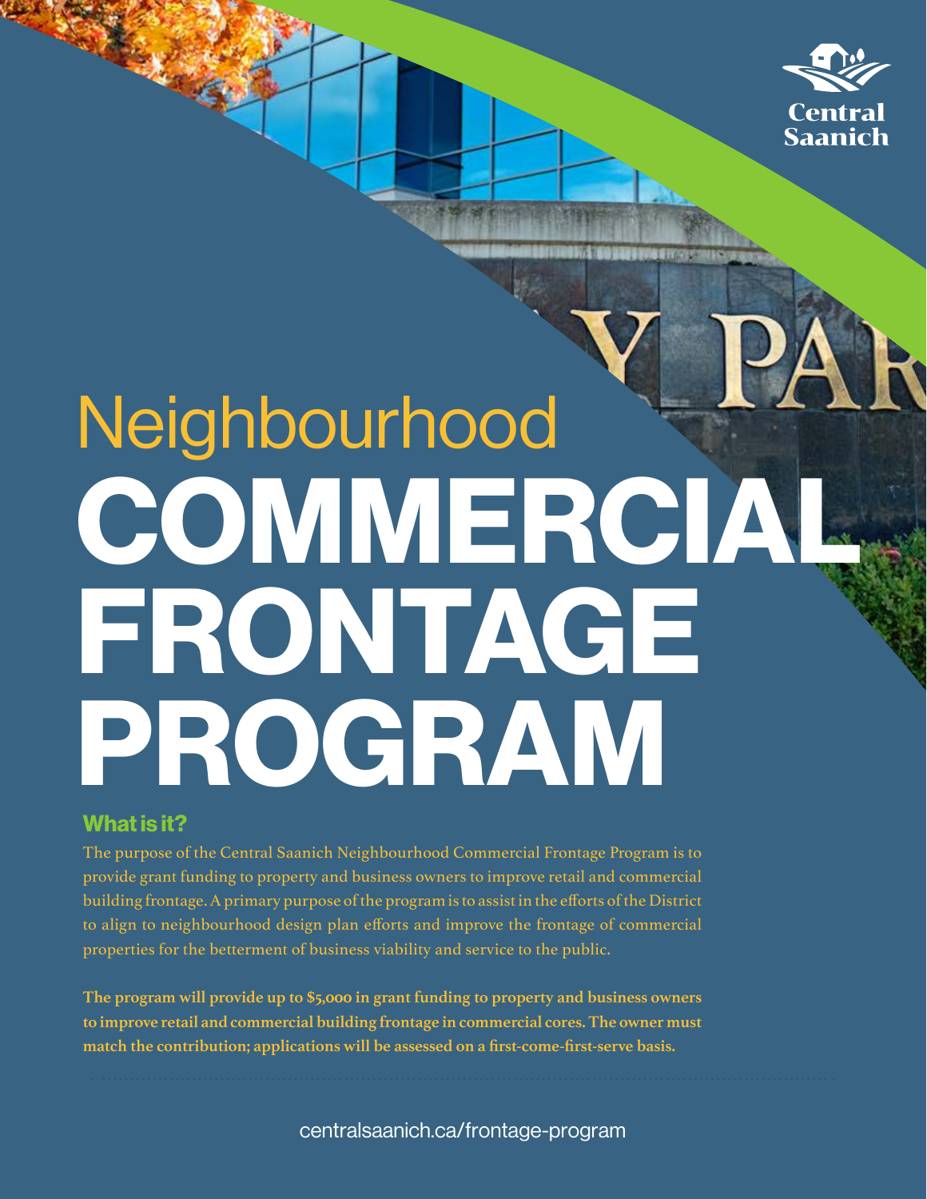# Neighbourhood COMMERCIAL FRONTAGE PROGRAM

## What is it?

The purpose of the Central Saanich Neighbourhood Commercial Frontage Program is to provide grant funding to property and business owners to improve retail and commercial building frontage. A primary purpose of the program is to assist in the efforts of the District to align to neighbourhood design plan efforts and improve the frontage of commercial properties for the betterment of business viability and service to the public.

**The program will provide up to $5,000 in grant funding to property and business owners to improve retail and commercial building frontage in commercial cores. The owner must match the contribution; applications will be assessed on a first-come-first-serve basis.**

centralsaanich.ca/frontage-program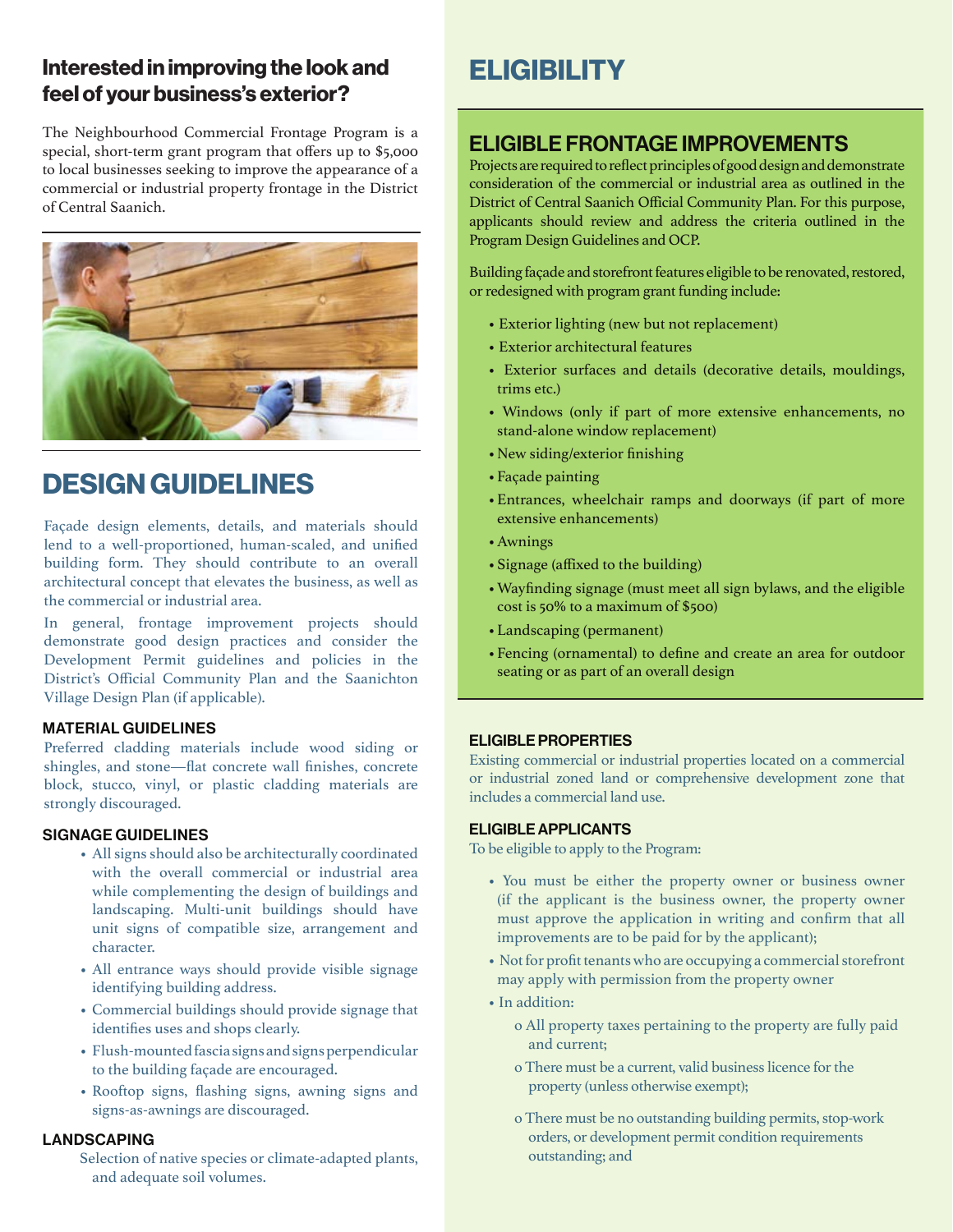## Interested in improving the look and feel of your business's exterior?

The Neighbourhood Commercial Frontage Program is a special, short-term grant program that offers up to $5,000 to local businesses seeking to improve the appearance of a commercial or industrial property frontage in the District of Central Saanich.

# DESIGN GUIDELINES

Façade design elements, details, and materials should lend to a well-proportioned, human-scaled, and unified building form. They should contribute to an overall architectural concept that elevates the business, as well as the commercial or industrial area.

In general, frontage improvement projects should demonstrate good design practices and consider the Development Permit guidelines and policies in the District's Official Community Plan and the Saanichton Village Design Plan (if applicable).

### MATERIAL GUIDELINES

Preferred cladding materials include wood siding or shingles, and stone—flat concrete wall finishes, concrete block, stucco, vinyl, or plastic cladding materials are strongly discouraged.

### SIGNAGE GUIDELINES

- All signs should also be architecturally coordinated with the overall commercial or industrial area while complementing the design of buildings and landscaping. Multi-unit buildings should have unit signs of compatible size, arrangement and character.
- All entrance ways should provide visible signage identifying building address.
- Commercial buildings should provide signage that identifies uses and shops clearly.
- Flush-mounted fascia signs and signs perpendicular to the building façade are encouraged.
- Rooftop signs, flashing signs, awning signs and signs-as-awnings are discouraged.

### LANDSCAPING

Selection of native species or climate-adapted plants, and adequate soil volumes.

# ELIGIBILITY

## ELIGIBLE FRONTAGE IMPROVEMENTS

Projects are required to reflect principles of good design and demonstrate consideration of the commercial or industrial area as outlined in the District of Central Saanich Official Community Plan. For this purpose, applicants should review and address the criteria outlined in the Program Design Guidelines and OCP.

Building façade and storefront features eligible to be renovated, restored, or redesigned with program grant funding include:

- Exterior lighting (new but not replacement)
- Exterior architectural features
- Exterior surfaces and details (decorative details, mouldings, trims etc.)
- Windows (only if part of more extensive enhancements, no stand-alone window replacement)
- New siding/exterior finishing
- Façade painting
- Entrances, wheelchair ramps and doorways (if part of more extensive enhancements)
- Awnings
- Signage (affixed to the building)
- Wayfinding signage (must meet all sign bylaws, and the eligible cost is 50% to a maximum of $500)
- Landscaping (permanent)
- Fencing (ornamental) to define and create an area for outdoor seating or as part of an overall design

### ELIGIBLE PROPERTIES

Existing commercial or industrial properties located on a commercial or industrial zoned land or comprehensive development zone that includes a commercial land use.

### ELIGIBLE APPLICANTS

To be eligible to apply to the Program:

- You must be either the property owner or business owner (if the applicant is the business owner, the property owner must approve the application in writing and confirm that all improvements are to be paid for by the applicant);
- Not for profit tenants who are occupying a commercial storefront may apply with permission from the property owner
- In addition:
  - All property taxes pertaining to the property are fully paid and current;
  - There must be a current, valid business licence for the property (unless otherwise exempt);
  - There must be no outstanding building permits, stop-work orders, or development permit condition requirements outstanding; and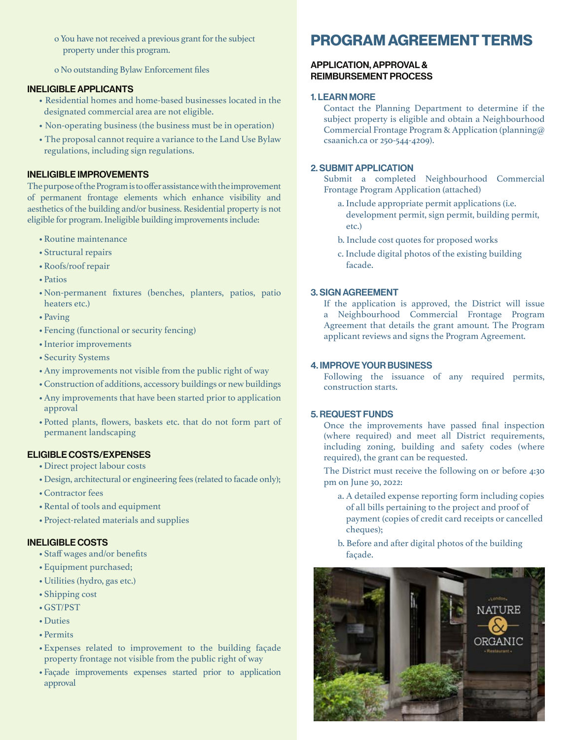- You have not received a previous grant for the subject property under this program.
- No outstanding Bylaw Enforcement files

### INELIGIBLE APPLICANTS

- Residential homes and home-based businesses located in the designated commercial area are not eligible.
- Non-operating business (the business must be in operation)
- The proposal cannot require a variance to the Land Use Bylaw regulations, including sign regulations.

### INELIGIBLE IMPROVEMENTS

The purpose of the Program is to offer assistance with the improvement of permanent frontage elements which enhance visibility and aesthetics of the building and/or business. Residential property is not eligible for program. Ineligible building improvements include:

- Routine maintenance
- Structural repairs
- Roofs/roof repair
- Patios
- Non-permanent fixtures (benches, planters, patios, patio heaters etc.)
- Paving
- Fencing (functional or security fencing)
- Interior improvements
- Security Systems
- Any improvements not visible from the public right of way
- Construction of additions, accessory buildings or new buildings
- Any improvements that have been started prior to application approval
- Potted plants, flowers, baskets etc. that do not form part of permanent landscaping

### ELIGIBLE COSTS/EXPENSES

- Direct project labour costs
- Design, architectural or engineering fees (related to facade only);
- Contractor fees
- Rental of tools and equipment
- Project-related materials and supplies

### INELIGIBLE COSTS

- Staff wages and/or benefits
- Equipment purchased;
- Utilities (hydro, gas etc.)
- Shipping cost
- GST/PST
- Duties
- Permits
- Expenses related to improvement to the building façade property frontage not visible from the public right of way
- Façade improvements expenses started prior to application approval

# PROGRAM AGREEMENT TERMS

## APPLICATION, APPROVAL & REIMBURSEMENT PROCESS

### 1. LEARN MORE

Contact the Planning Department to determine if the subject property is eligible and obtain a Neighbourhood Commercial Frontage Program & Application (planning@csaanich.ca or 250-544-4209).

### 2. SUBMIT APPLICATION

Submit a completed Neighbourhood Commercial Frontage Program Application (attached)

a. Include appropriate permit applications (i.e. development permit, sign permit, building permit, etc.)

b. Include cost quotes for proposed works

c. Include digital photos of the existing building facade.

### 3. SIGN AGREEMENT

If the application is approved, the District will issue a Neighbourhood Commercial Frontage Program Agreement that details the grant amount. The Program applicant reviews and signs the Program Agreement.

### 4. IMPROVE YOUR BUSINESS

Following the issuance of any required permits, construction starts.

### 5. REQUEST FUNDS

Once the improvements have passed final inspection (where required) and meet all District requirements, including zoning, building and safety codes (where required), the grant can be requested.

The District must receive the following on or before 4:30 pm on June 30, 2022:

a. A detailed expense reporting form including copies of all bills pertaining to the project and proof of payment (copies of credit card receipts or cancelled cheques);

b. Before and after digital photos of the building façade.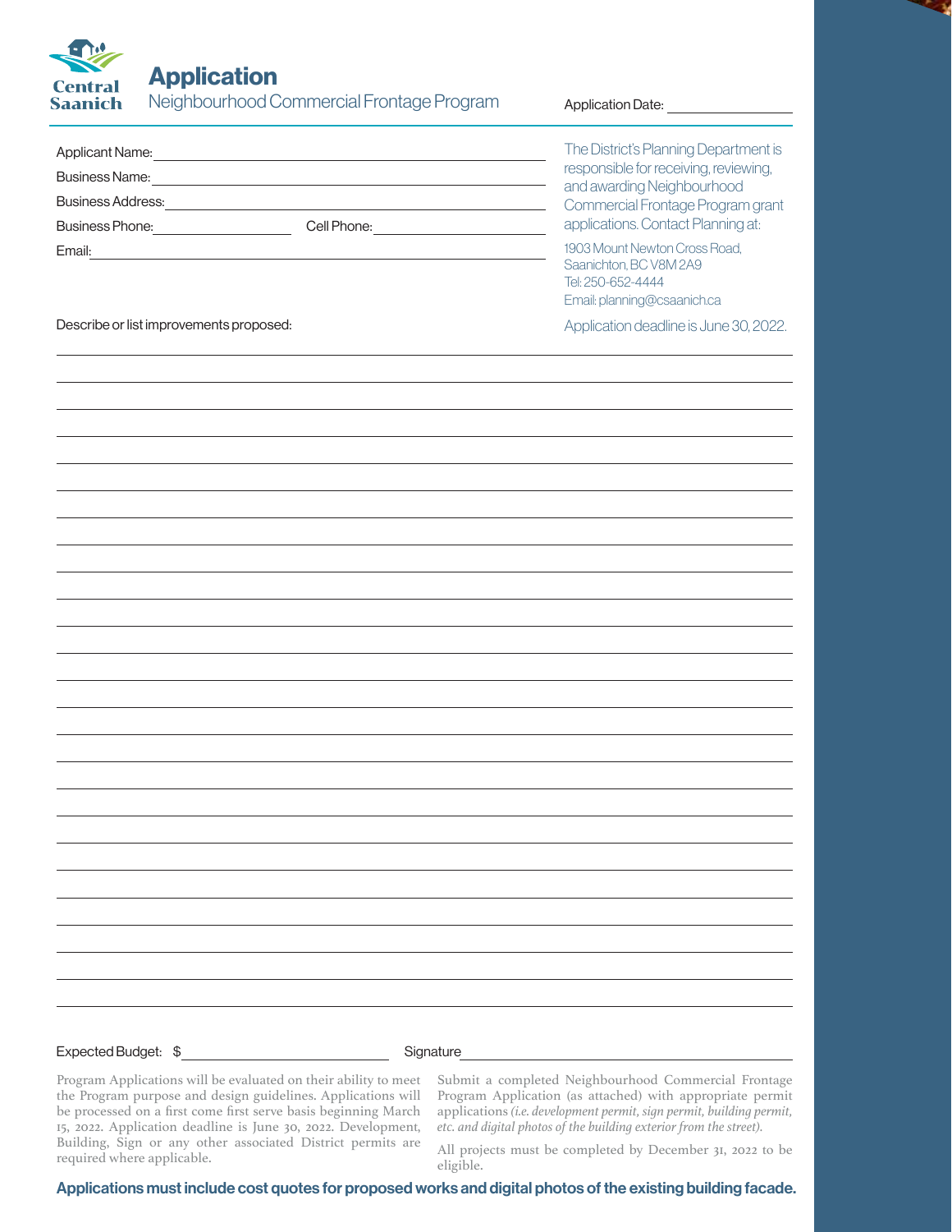Central Saanich

# Application

## Neighbourhood Commercial Frontage Program

Application Date: ________________

Applicant Name: ________________

Business Name: ________________

Business Address: ________________

Business Phone: ________________ Cell Phone: ________________

Email: ________________

The District's Planning Department is responsible for receiving, reviewing, and awarding Neighbourhood Commercial Frontage Program grant applications. Contact Planning at:

1903 Mount Newton Cross Road,
Saanichton, BC V8M 2A9
Tel: 250-652-4444
Email: planning@csaanich.ca

Application deadline is June 30, 2022.

Describe or list improvements proposed:

________________

Expected Budget: $ ________________ Signature ________________

Program Applications will be evaluated on their ability to meet the Program purpose and design guidelines. Applications will be processed on a first come first serve basis beginning March 15, 2022. Application deadline is June 30, 2022. Development, Building, Sign or any other associated District permits are required where applicable.

Submit a completed Neighbourhood Commercial Frontage Program Application (as attached) with appropriate permit applications *(i.e. development permit, sign permit, building permit, etc. and digital photos of the building exterior from the street).*

All projects must be completed by December 31, 2022 to be eligible.

**Applications must include cost quotes for proposed works and digital photos of the existing building facade.**